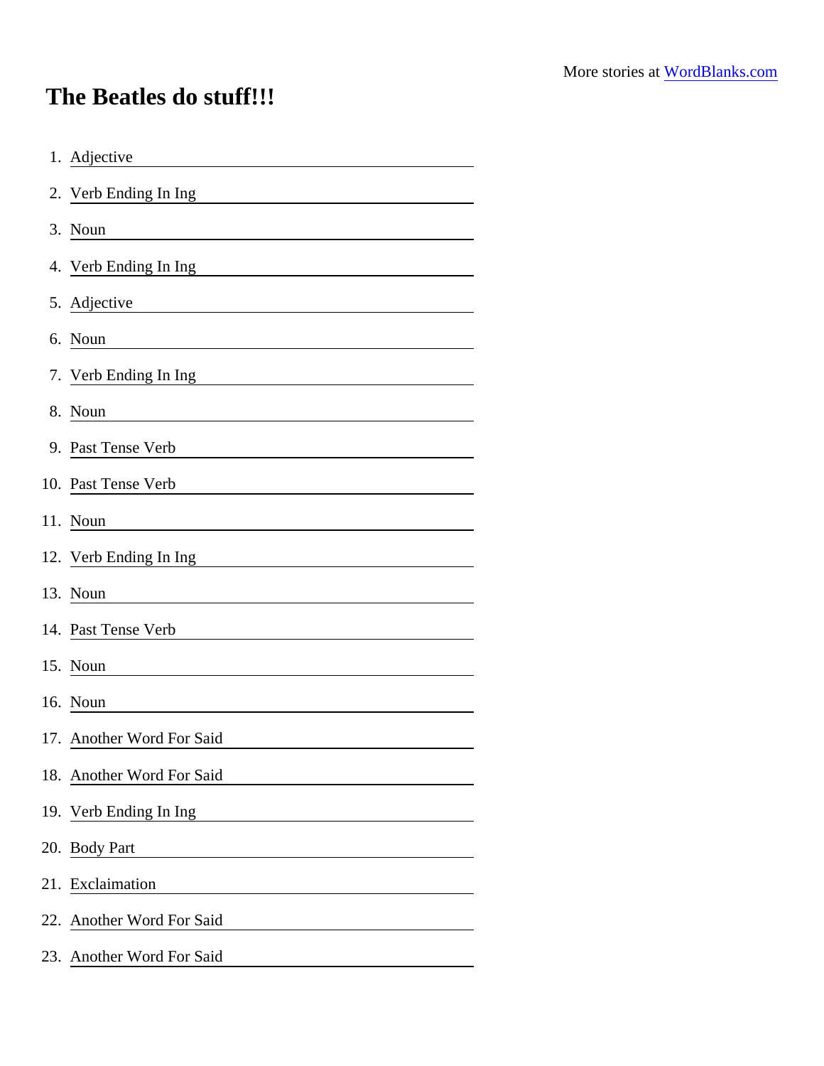More stories at WordBlanks.com

# The Beatles do stuff!!!

1. Adjective \_\_\_\_\_\_\_\_\_\_\_\_\_\_\_\_\_\_\_\_
2. Verb Ending In Ing \_\_\_\_\_\_\_\_\_\_\_\_\_\_\_\_\_\_\_\_
3. Noun \_\_\_\_\_\_\_\_\_\_\_\_\_\_\_\_\_\_\_\_
4. Verb Ending In Ing \_\_\_\_\_\_\_\_\_\_\_\_\_\_\_\_\_\_\_\_
5. Adjective \_\_\_\_\_\_\_\_\_\_\_\_\_\_\_\_\_\_\_\_
6. Noun \_\_\_\_\_\_\_\_\_\_\_\_\_\_\_\_\_\_\_\_
7. Verb Ending In Ing \_\_\_\_\_\_\_\_\_\_\_\_\_\_\_\_\_\_\_\_
8. Noun \_\_\_\_\_\_\_\_\_\_\_\_\_\_\_\_\_\_\_\_
9. Past Tense Verb \_\_\_\_\_\_\_\_\_\_\_\_\_\_\_\_\_\_\_\_
10. Past Tense Verb \_\_\_\_\_\_\_\_\_\_\_\_\_\_\_\_\_\_\_\_
11. Noun \_\_\_\_\_\_\_\_\_\_\_\_\_\_\_\_\_\_\_\_
12. Verb Ending In Ing \_\_\_\_\_\_\_\_\_\_\_\_\_\_\_\_\_\_\_\_
13. Noun \_\_\_\_\_\_\_\_\_\_\_\_\_\_\_\_\_\_\_\_
14. Past Tense Verb \_\_\_\_\_\_\_\_\_\_\_\_\_\_\_\_\_\_\_\_
15. Noun \_\_\_\_\_\_\_\_\_\_\_\_\_\_\_\_\_\_\_\_
16. Noun \_\_\_\_\_\_\_\_\_\_\_\_\_\_\_\_\_\_\_\_
17. Another Word For Said \_\_\_\_\_\_\_\_\_\_\_\_\_\_\_\_\_\_\_\_
18. Another Word For Said \_\_\_\_\_\_\_\_\_\_\_\_\_\_\_\_\_\_\_\_
19. Verb Ending In Ing \_\_\_\_\_\_\_\_\_\_\_\_\_\_\_\_\_\_\_\_
20. Body Part \_\_\_\_\_\_\_\_\_\_\_\_\_\_\_\_\_\_\_\_
21. Exclaimation \_\_\_\_\_\_\_\_\_\_\_\_\_\_\_\_\_\_\_\_
22. Another Word For Said \_\_\_\_\_\_\_\_\_\_\_\_\_\_\_\_\_\_\_\_
23. Another Word For Said \_\_\_\_\_\_\_\_\_\_\_\_\_\_\_\_\_\_\_\_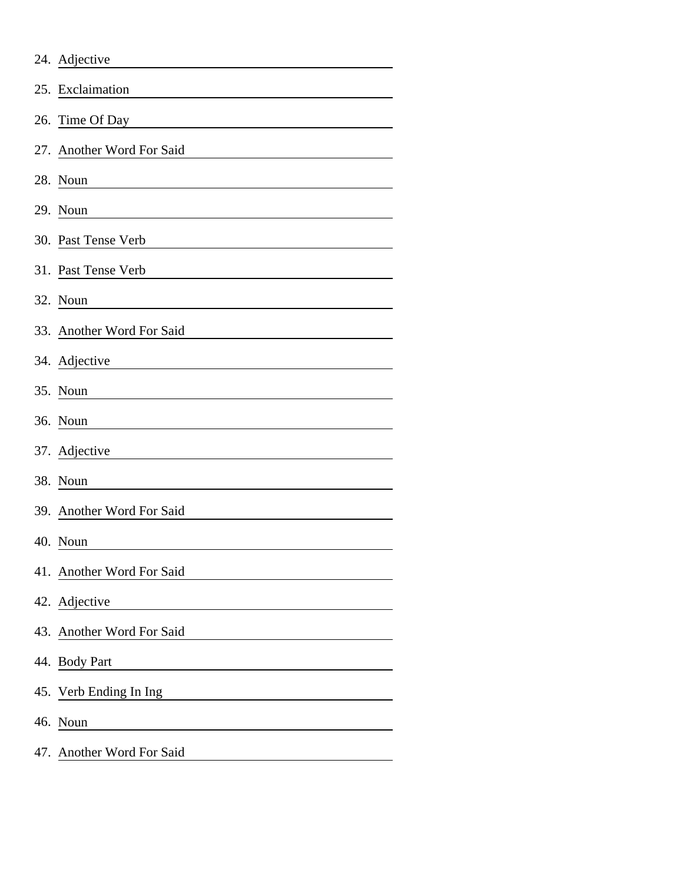24. Adjective ______________________________

25. Exclaimation ______________________________

26. Time Of Day ______________________________

27. Another Word For Said ______________________________

28. Noun ______________________________

29. Noun ______________________________

30. Past Tense Verb ______________________________

31. Past Tense Verb ______________________________

32. Noun ______________________________

33. Another Word For Said ______________________________

34. Adjective ______________________________

35. Noun ______________________________

36. Noun ______________________________

37. Adjective ______________________________

38. Noun ______________________________

39. Another Word For Said ______________________________

40. Noun ______________________________

41. Another Word For Said ______________________________

42. Adjective ______________________________

43. Another Word For Said ______________________________

44. Body Part ______________________________

45. Verb Ending In Ing ______________________________

46. Noun ______________________________

47. Another Word For Said ______________________________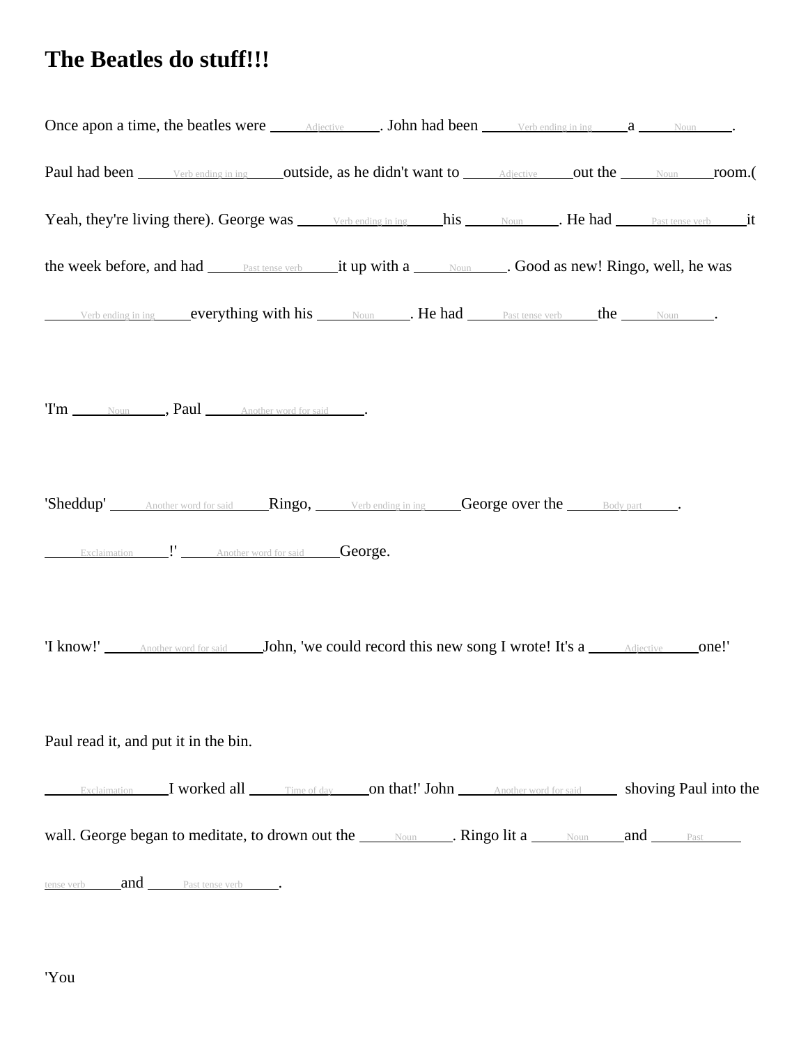# The Beatles do stuff!!!

Once apon a time, the beatles were ______Adjective______. John had been ______Verb ending in ing______ a ______Noun______.

Paul had been ______Verb ending in ing______ outside, as he didn't want to ______Adjective______ out the ______Noun______ room.( Yeah, they're living there). George was ______Verb ending in ing______ his ______Noun______. He had ______Past tense verb______ it the week before, and had ______Past tense verb______ it up with a ______Noun______. Good as new! Ringo, well, he was ______Verb ending in ing______ everything with his ______Noun______. He had ______Past tense verb______ the ______Noun______.

'I'm ______Noun______, Paul ______Another word for said______.

'Sheddup' ______Another word for said______ Ringo, ______Verb ending in ing______ George over the ______Body part______.

______Exclaimation______!' ______Another word for said______ George.

'I know!' ______Another word for said______ John, 'we could record this new song I wrote! It's a ______Adjective______ one!'

Paul read it, and put it in the bin.

______Exclaimation______ I worked all ______Time of day______ on that!' John ______Another word for said______ shoving Paul into the wall. George began to meditate, to drown out the ______Noun______. Ringo lit a ______Noun______ and ______Past tense verb______ and ______Past tense verb______.

'You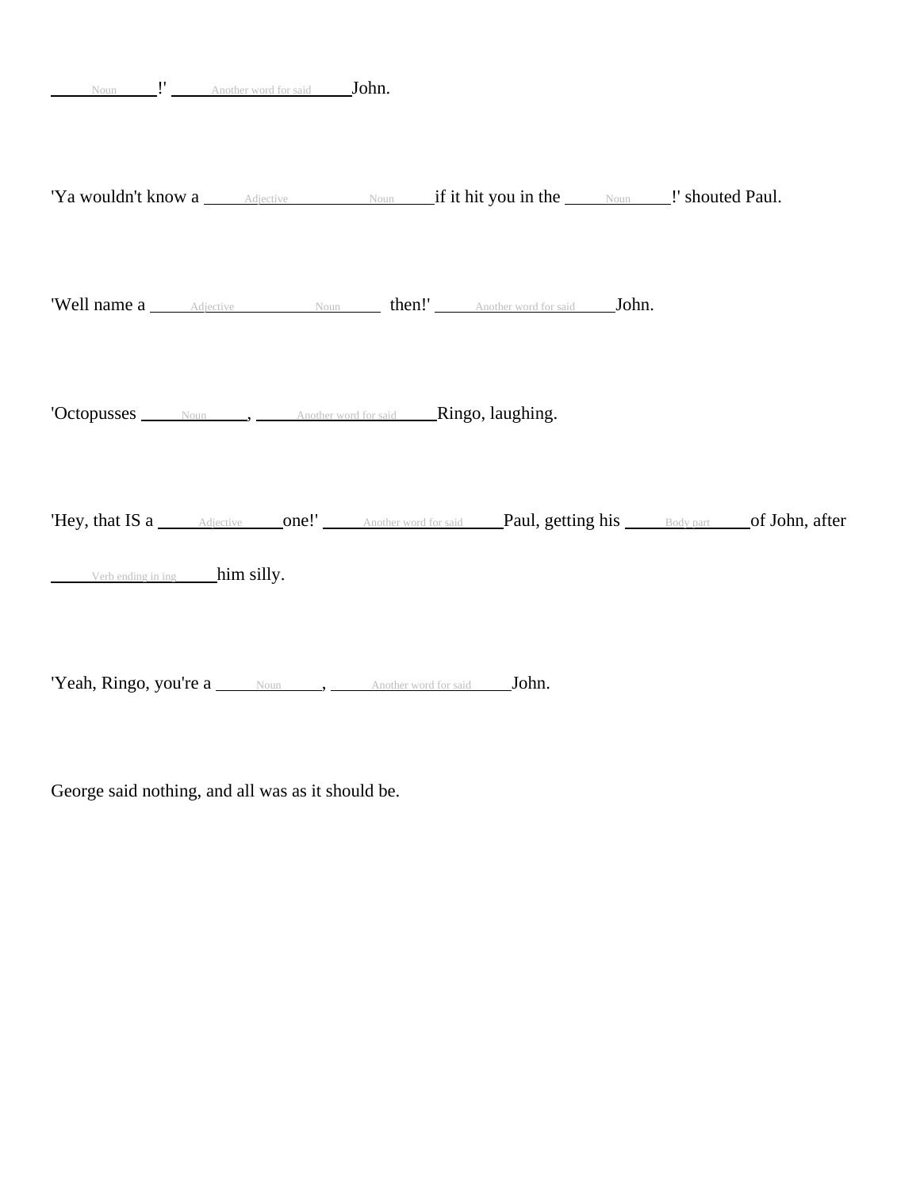\_\_\_\_\_Noun\_\_\_\_\_!' \_\_\_\_\_Another word for said\_\_\_\_\_John.

'Ya wouldn't know a \_\_\_\_\_Adjective\_\_\_\_\_ \_\_\_\_\_Noun\_\_\_\_\_if it hit you in the \_\_\_\_\_Noun\_\_\_\_\_!' shouted Paul.

'Well name a \_\_\_\_\_Adjective\_\_\_\_\_ \_\_\_\_\_Noun\_\_\_\_\_ then!' \_\_\_\_\_Another word for said\_\_\_\_\_John.

'Octopusses \_\_\_\_\_Noun\_\_\_\_\_, \_\_\_\_\_Another word for said\_\_\_\_\_Ringo, laughing.

'Hey, that IS a \_\_\_\_\_Adjective\_\_\_\_\_one!' \_\_\_\_\_Another word for said\_\_\_\_\_Paul, getting his \_\_\_\_\_Body part\_\_\_\_\_of John, after

\_\_\_\_\_Verb ending in ing\_\_\_\_\_him silly.

'Yeah, Ringo, you're a \_\_\_\_\_Noun\_\_\_\_\_, \_\_\_\_\_Another word for said\_\_\_\_\_John.

George said nothing, and all was as it should be.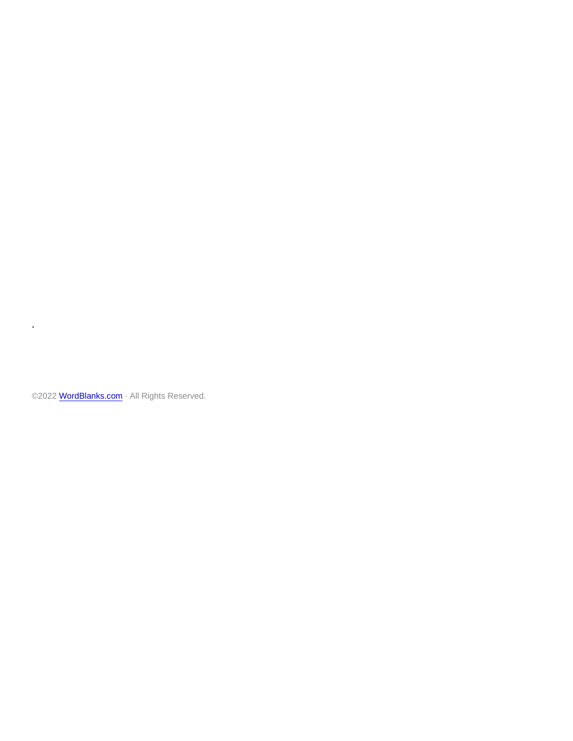.

©2022 WordBlanks.com · All Rights Reserved.